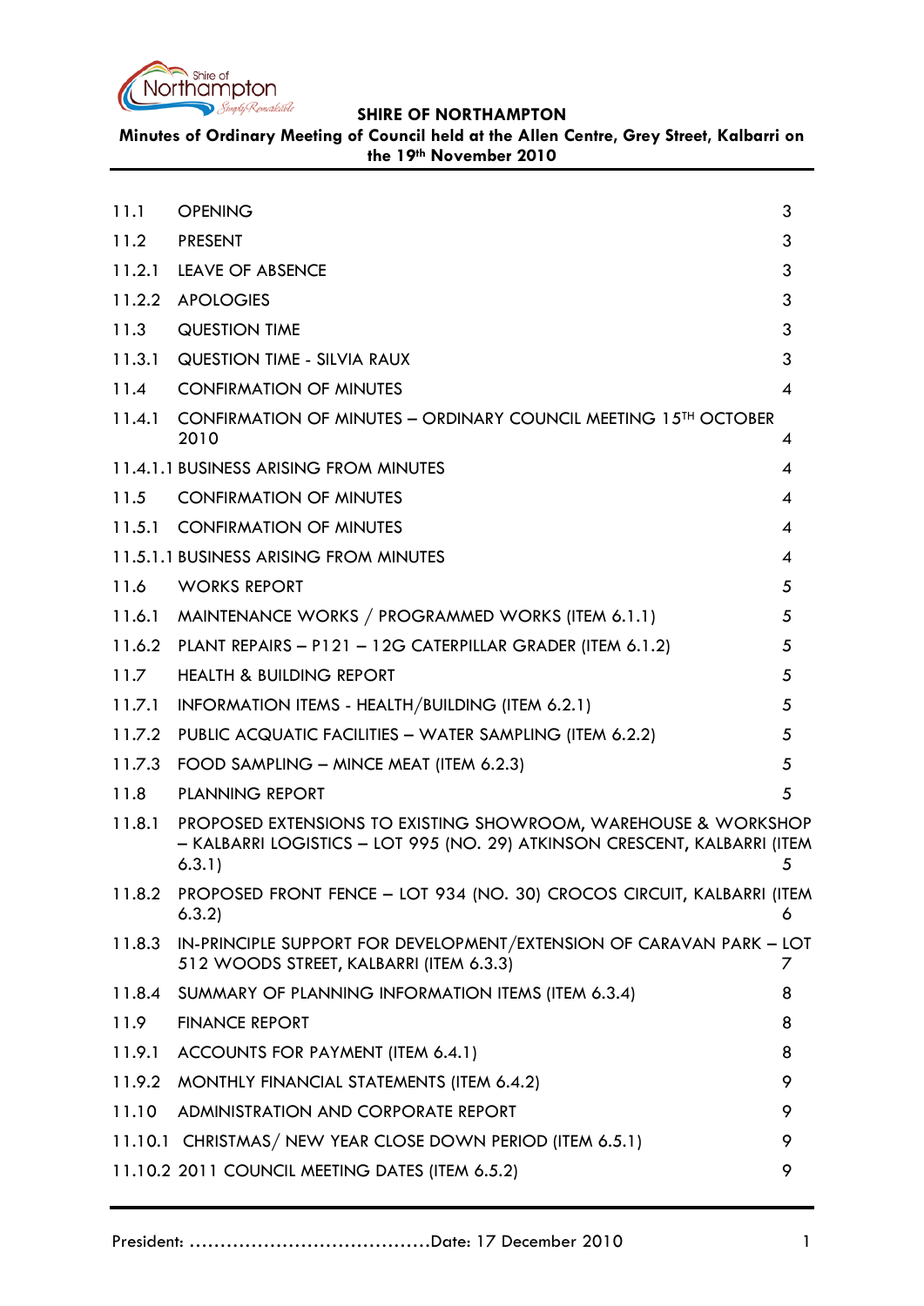**SHIRE OF NORTHAMPTON**

**Minutes of Ordinary Meeting of Council held at the Allen Centre, Grey Street, Kalbarri on the 19th November 2010**

| | | |
|---|---|---|
| 11.1 | OPENING | 3 |
| 11.2 | PRESENT | 3 |
| 11.2.1 | LEAVE OF ABSENCE | 3 |
| 11.2.2 | APOLOGIES | 3 |
| 11.3 | QUESTION TIME | 3 |
| 11.3.1 | QUESTION TIME - SILVIA RAUX | 3 |
| 11.4 | CONFIRMATION OF MINUTES | 4 |
| 11.4.1 | CONFIRMATION OF MINUTES – ORDINARY COUNCIL MEETING 15TH OCTOBER 2010 | 4 |
| 11.4.1.1 | BUSINESS ARISING FROM MINUTES | 4 |
| 11.5 | CONFIRMATION OF MINUTES | 4 |
| 11.5.1 | CONFIRMATION OF MINUTES | 4 |
| 11.5.1.1 | BUSINESS ARISING FROM MINUTES | 4 |
| 11.6 | WORKS REPORT | 5 |
| 11.6.1 | MAINTENANCE WORKS / PROGRAMMED WORKS (ITEM 6.1.1) | 5 |
| 11.6.2 | PLANT REPAIRS – P121 – 12G CATERPILLAR GRADER (ITEM 6.1.2) | 5 |
| 11.7 | HEALTH & BUILDING REPORT | 5 |
| 11.7.1 | INFORMATION ITEMS - HEALTH/BUILDING (ITEM 6.2.1) | 5 |
| 11.7.2 | PUBLIC ACQUATIC FACILITIES – WATER SAMPLING (ITEM 6.2.2) | 5 |
| 11.7.3 | FOOD SAMPLING – MINCE MEAT (ITEM 6.2.3) | 5 |
| 11.8 | PLANNING REPORT | 5 |
| 11.8.1 | PROPOSED EXTENSIONS TO EXISTING SHOWROOM, WAREHOUSE & WORKSHOP – KALBARRI LOGISTICS – LOT 995 (NO. 29) ATKINSON CRESCENT, KALBARRI (ITEM 6.3.1) | 5 |
| 11.8.2 | PROPOSED FRONT FENCE – LOT 934 (NO. 30) CROCOS CIRCUIT, KALBARRI (ITEM 6.3.2) | 6 |
| 11.8.3 | IN-PRINCIPLE SUPPORT FOR DEVELOPMENT/EXTENSION OF CARAVAN PARK – LOT 512 WOODS STREET, KALBARRI (ITEM 6.3.3) | 7 |
| 11.8.4 | SUMMARY OF PLANNING INFORMATION ITEMS (ITEM 6.3.4) | 8 |
| 11.9 | FINANCE REPORT | 8 |
| 11.9.1 | ACCOUNTS FOR PAYMENT (ITEM 6.4.1) | 8 |
| 11.9.2 | MONTHLY FINANCIAL STATEMENTS (ITEM 6.4.2) | 9 |
| 11.10 | ADMINISTRATION AND CORPORATE REPORT | 9 |
| 11.10.1 | CHRISTMAS/ NEW YEAR CLOSE DOWN PERIOD (ITEM 6.5.1) | 9 |
| 11.10.2 | 2011 COUNCIL MEETING DATES (ITEM 6.5.2) | 9 |

President: ......................................Date: 17 December 2010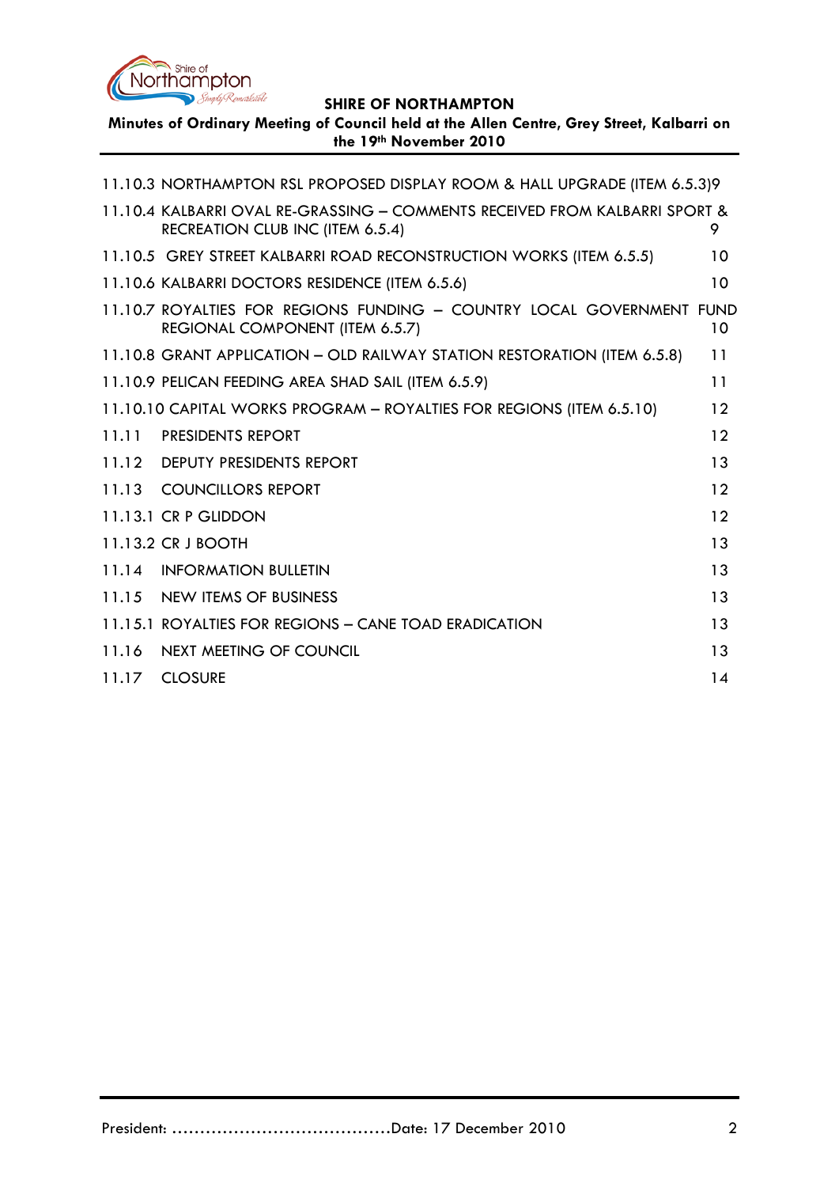11.10.3 NORTHAMPTON RSL PROPOSED DISPLAY ROOM & HALL UPGRADE (ITEM 6.5.3) 9

11.10.4 KALBARRI OVAL RE-GRASSING – COMMENTS RECEIVED FROM KALBARRI SPORT & RECREATION CLUB INC (ITEM 6.5.4) 9

11.10.5 GREY STREET KALBARRI ROAD RECONSTRUCTION WORKS (ITEM 6.5.5) 10

11.10.6 KALBARRI DOCTORS RESIDENCE (ITEM 6.5.6) 10

11.10.7 ROYALTIES FOR REGIONS FUNDING – COUNTRY LOCAL GOVERNMENT FUND REGIONAL COMPONENT (ITEM 6.5.7) 10

11.10.8 GRANT APPLICATION – OLD RAILWAY STATION RESTORATION (ITEM 6.5.8) 11

11.10.9 PELICAN FEEDING AREA SHAD SAIL (ITEM 6.5.9) 11

11.10.10 CAPITAL WORKS PROGRAM – ROYALTIES FOR REGIONS (ITEM 6.5.10) 12

11.11 PRESIDENTS REPORT 12

11.12 DEPUTY PRESIDENTS REPORT 13

11.13 COUNCILLORS REPORT 12

11.13.1 CR P GLIDDON 12

11.13.2 CR J BOOTH 13

11.14 INFORMATION BULLETIN 13

11.15 NEW ITEMS OF BUSINESS 13

11.15.1 ROYALTIES FOR REGIONS – CANE TOAD ERADICATION 13

11.16 NEXT MEETING OF COUNCIL 13

11.17 CLOSURE 14

President: ……………………………………Date: 17 December 2010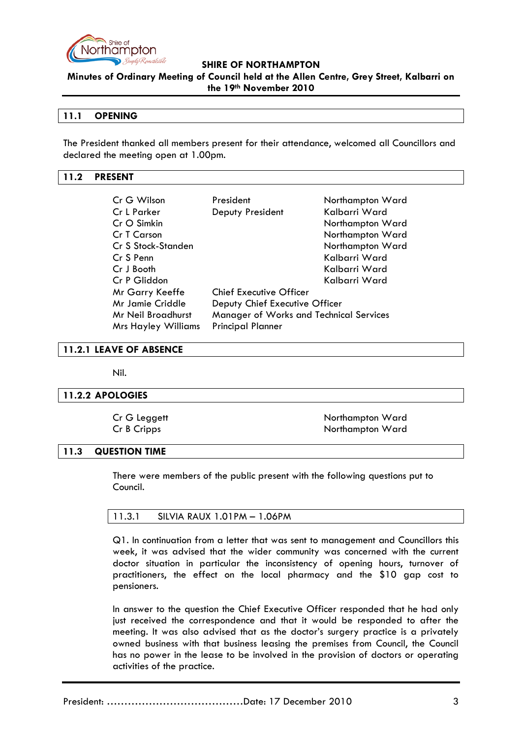**SHIRE OF NORTHAMPTON**

**Minutes of Ordinary Meeting of Council held at the Allen Centre, Grey Street, Kalbarri on the 19th November 2010**

## 11.1 OPENING

The President thanked all members present for their attendance, welcomed all Councillors and declared the meeting open at 1.00pm.

## 11.2 PRESENT

| | | |
|---|---|---|
| Cr G Wilson | President | Northampton Ward |
| Cr L Parker | Deputy President | Kalbarri Ward |
| Cr O Simkin | | Northampton Ward |
| Cr T Carson | | Northampton Ward |
| Cr S Stock-Standen | | Northampton Ward |
| Cr S Penn | | Kalbarri Ward |
| Cr J Booth | | Kalbarri Ward |
| Cr P Gliddon | | Kalbarri Ward |
| Mr Garry Keeffe | Chief Executive Officer | |
| Mr Jamie Criddle | Deputy Chief Executive Officer | |
| Mr Neil Broadhurst | Manager of Works and Technical Services | |
| Mrs Hayley Williams | Principal Planner | |

## 11.2.1 LEAVE OF ABSENCE

Nil.

## 11.2.2 APOLOGIES

| | |
|---|---|
| Cr G Leggett | Northampton Ward |
| Cr B Cripps | Northampton Ward |

## 11.3 QUESTION TIME

There were members of the public present with the following questions put to Council.

### 11.3.1 SILVIA RAUX 1.01PM – 1.06PM

Q1. In continuation from a letter that was sent to management and Councillors this week, it was advised that the wider community was concerned with the current doctor situation in particular the inconsistency of opening hours, turnover of practitioners, the effect on the local pharmacy and the $10 gap cost to pensioners.

In answer to the question the Chief Executive Officer responded that he had only just received the correspondence and that it would be responded to after the meeting. It was also advised that as the doctor's surgery practice is a privately owned business with that business leasing the premises from Council, the Council has no power in the lease to be involved in the provision of doctors or operating activities of the practice.

President: ……………………………………Date: 17 December 2010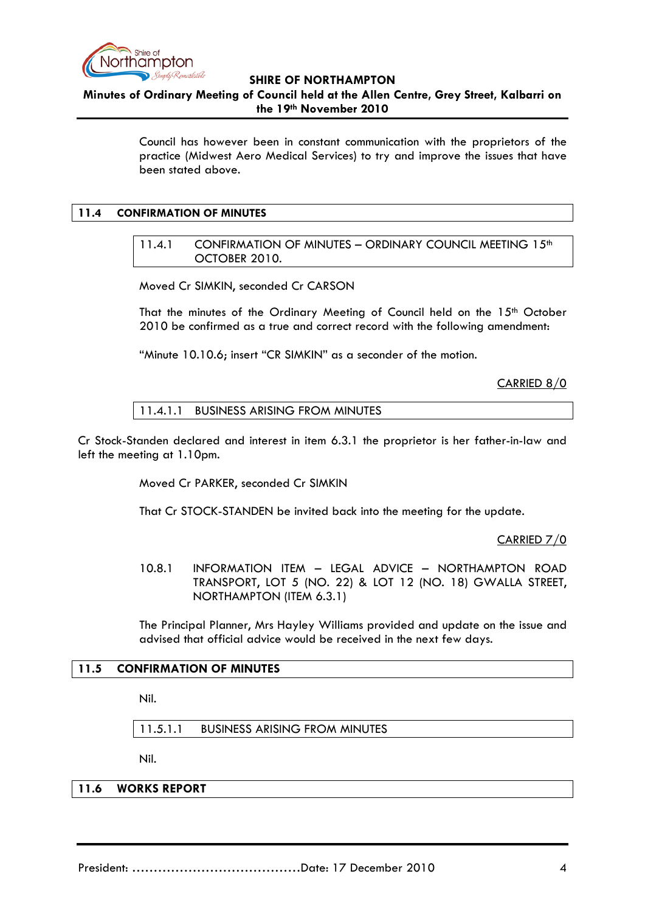Council has however been in constant communication with the proprietors of the practice (Midwest Aero Medical Services) to try and improve the issues that have been stated above.

## 11.4 CONFIRMATION OF MINUTES

### 11.4.1 CONFIRMATION OF MINUTES – ORDINARY COUNCIL MEETING 15th OCTOBER 2010.

Moved Cr SIMKIN, seconded Cr CARSON

That the minutes of the Ordinary Meeting of Council held on the 15th October 2010 be confirmed as a true and correct record with the following amendment:

"Minute 10.10.6; insert "CR SIMKIN" as a seconder of the motion.

CARRIED 8/0

#### 11.4.1.1 BUSINESS ARISING FROM MINUTES

Cr Stock-Standen declared and interest in item 6.3.1 the proprietor is her father-in-law and left the meeting at 1.10pm.

Moved Cr PARKER, seconded Cr SIMKIN

That Cr STOCK-STANDEN be invited back into the meeting for the update.

CARRIED 7/0

10.8.1 INFORMATION ITEM – LEGAL ADVICE – NORTHAMPTON ROAD TRANSPORT, LOT 5 (NO. 22) & LOT 12 (NO. 18) GWALLA STREET, NORTHAMPTON (ITEM 6.3.1)

The Principal Planner, Mrs Hayley Williams provided and update on the issue and advised that official advice would be received in the next few days.

## 11.5 CONFIRMATION OF MINUTES

Nil.

#### 11.5.1.1 BUSINESS ARISING FROM MINUTES

Nil.

## 11.6 WORKS REPORT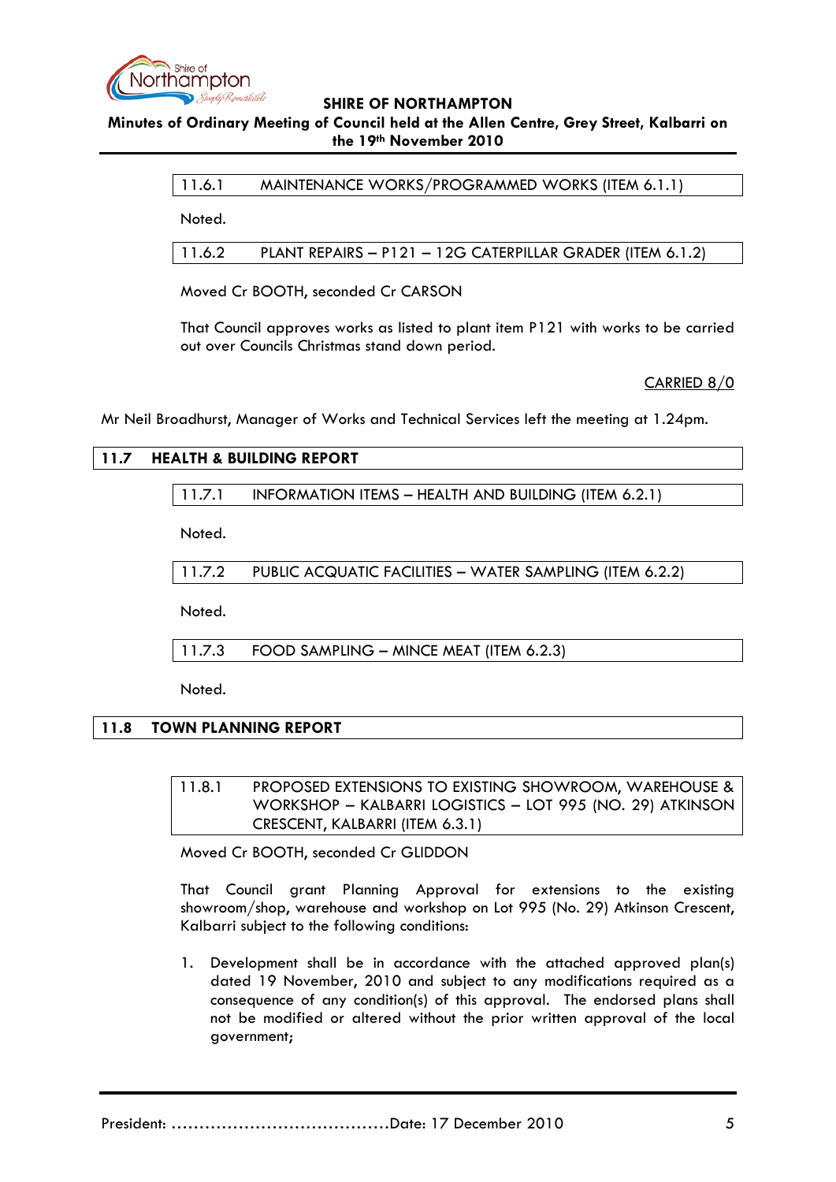### 11.6.1 MAINTENANCE WORKS/PROGRAMMED WORKS (ITEM 6.1.1)

Noted.

### 11.6.2 PLANT REPAIRS – P121 – 12G CATERPILLAR GRADER (ITEM 6.1.2)

Moved Cr BOOTH, seconded Cr CARSON

That Council approves works as listed to plant item P121 with works to be carried out over Councils Christmas stand down period.

CARRIED 8/0

Mr Neil Broadhurst, Manager of Works and Technical Services left the meeting at 1.24pm.

## 11.7 HEALTH & BUILDING REPORT

### 11.7.1 INFORMATION ITEMS – HEALTH AND BUILDING (ITEM 6.2.1)

Noted.

### 11.7.2 PUBLIC ACQUATIC FACILITIES – WATER SAMPLING (ITEM 6.2.2)

Noted.

### 11.7.3 FOOD SAMPLING – MINCE MEAT (ITEM 6.2.3)

Noted.

## 11.8 TOWN PLANNING REPORT

### 11.8.1 PROPOSED EXTENSIONS TO EXISTING SHOWROOM, WAREHOUSE & WORKSHOP – KALBARRI LOGISTICS – LOT 995 (NO. 29) ATKINSON CRESCENT, KALBARRI (ITEM 6.3.1)

Moved Cr BOOTH, seconded Cr GLIDDON

That Council grant Planning Approval for extensions to the existing showroom/shop, warehouse and workshop on Lot 995 (No. 29) Atkinson Crescent, Kalbarri subject to the following conditions:

1. Development shall be in accordance with the attached approved plan(s) dated 19 November, 2010 and subject to any modifications required as a consequence of any condition(s) of this approval. The endorsed plans shall not be modified or altered without the prior written approval of the local government;

President: ……………………………………Date: 17 December 2010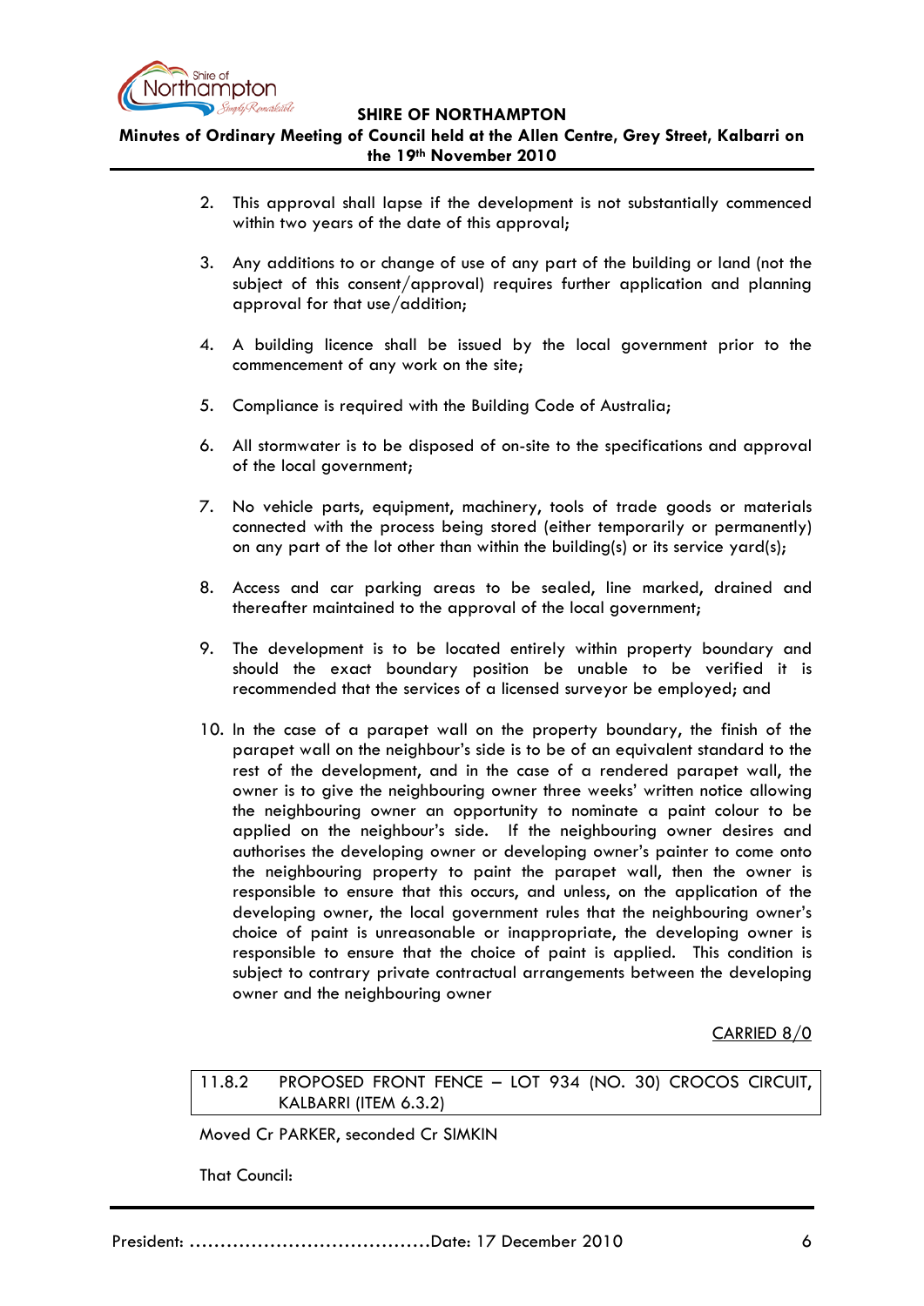2. This approval shall lapse if the development is not substantially commenced within two years of the date of this approval;

3. Any additions to or change of use of any part of the building or land (not the subject of this consent/approval) requires further application and planning approval for that use/addition;

4. A building licence shall be issued by the local government prior to the commencement of any work on the site;

5. Compliance is required with the Building Code of Australia;

6. All stormwater is to be disposed of on-site to the specifications and approval of the local government;

7. No vehicle parts, equipment, machinery, tools of trade goods or materials connected with the process being stored (either temporarily or permanently) on any part of the lot other than within the building(s) or its service yard(s);

8. Access and car parking areas to be sealed, line marked, drained and thereafter maintained to the approval of the local government;

9. The development is to be located entirely within property boundary and should the exact boundary position be unable to be verified it is recommended that the services of a licensed surveyor be employed; and

10. In the case of a parapet wall on the property boundary, the finish of the parapet wall on the neighbour's side is to be of an equivalent standard to the rest of the development, and in the case of a rendered parapet wall, the owner is to give the neighbouring owner three weeks' written notice allowing the neighbouring owner an opportunity to nominate a paint colour to be applied on the neighbour's side. If the neighbouring owner desires and authorises the developing owner or developing owner's painter to come onto the neighbouring property to paint the parapet wall, then the owner is responsible to ensure that this occurs, and unless, on the application of the developing owner, the local government rules that the neighbouring owner's choice of paint is unreasonable or inappropriate, the developing owner is responsible to ensure that the choice of paint is applied. This condition is subject to contrary private contractual arrangements between the developing owner and the neighbouring owner

CARRIED 8/0

## 11.8.2 PROPOSED FRONT FENCE – LOT 934 (NO. 30) CROCOS CIRCUIT, KALBARRI (ITEM 6.3.2)

Moved Cr PARKER, seconded Cr SIMKIN

That Council: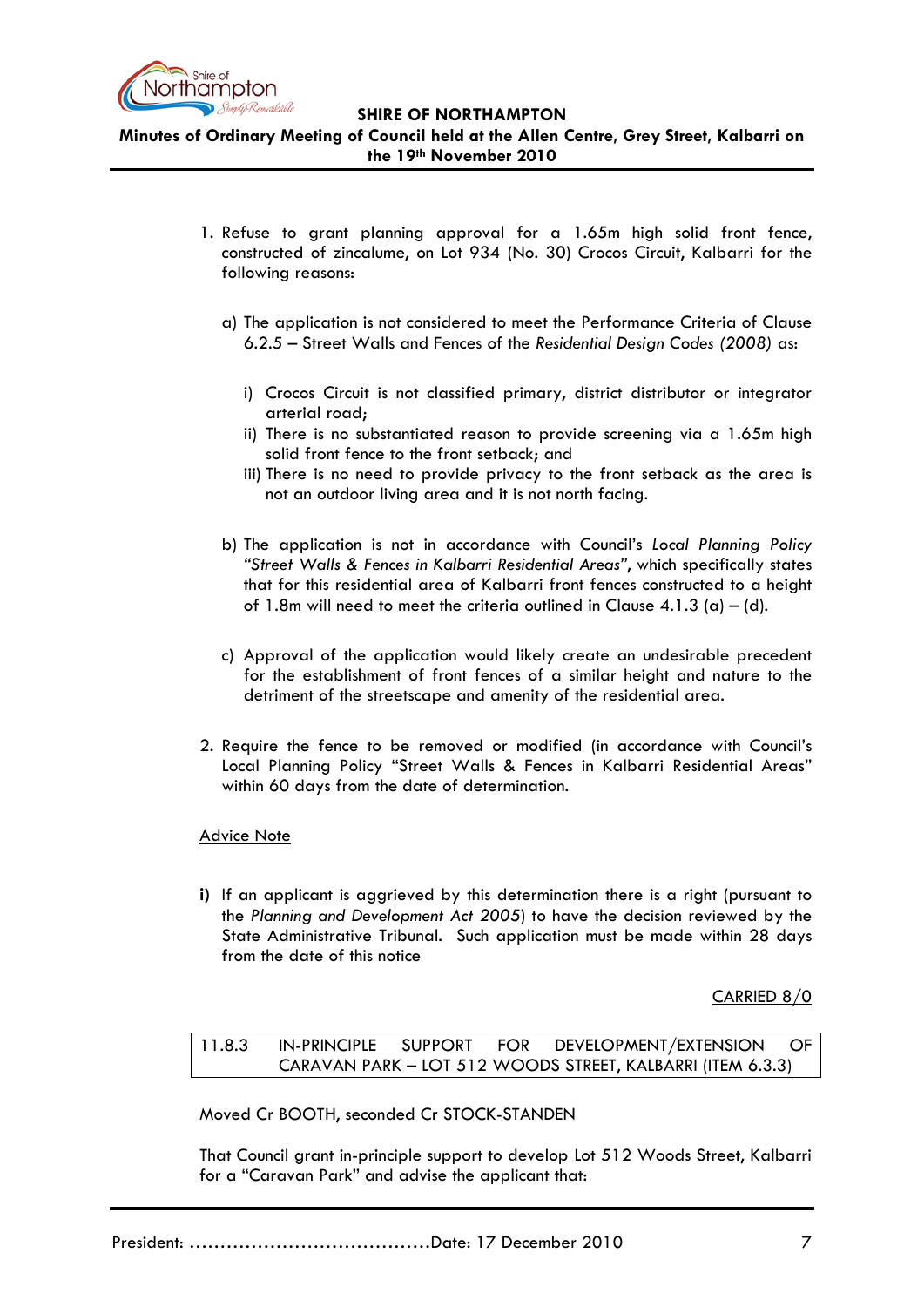1. Refuse to grant planning approval for a 1.65m high solid front fence, constructed of zincalume, on Lot 934 (No. 30) Crocos Circuit, Kalbarri for the following reasons:

   a) The application is not considered to meet the Performance Criteria of Clause 6.2.5 – Street Walls and Fences of the *Residential Design Codes (2008)* as:

      i) Crocos Circuit is not classified primary, district distributor or integrator arterial road;
      ii) There is no substantiated reason to provide screening via a 1.65m high solid front fence to the front setback; and
      iii) There is no need to provide privacy to the front setback as the area is not an outdoor living area and it is not north facing.

   b) The application is not in accordance with Council's *Local Planning Policy "Street Walls & Fences in Kalbarri Residential Areas"*, which specifically states that for this residential area of Kalbarri front fences constructed to a height of 1.8m will need to meet the criteria outlined in Clause 4.1.3 (a) – (d).

   c) Approval of the application would likely create an undesirable precedent for the establishment of front fences of a similar height and nature to the detriment of the streetscape and amenity of the residential area.

2. Require the fence to be removed or modified (in accordance with Council's Local Planning Policy "Street Walls & Fences in Kalbarri Residential Areas" within 60 days from the date of determination.

<u>Advice Note</u>

**i)** If an applicant is aggrieved by this determination there is a right (pursuant to the *Planning and Development Act 2005*) to have the decision reviewed by the State Administrative Tribunal. Such application must be made within 28 days from the date of this notice

<u>CARRIED 8/0</u>

### 11.8.3 IN-PRINCIPLE SUPPORT FOR DEVELOPMENT/EXTENSION OF CARAVAN PARK – LOT 512 WOODS STREET, KALBARRI (ITEM 6.3.3)

Moved Cr BOOTH, seconded Cr STOCK-STANDEN

That Council grant in-principle support to develop Lot 512 Woods Street, Kalbarri for a "Caravan Park" and advise the applicant that: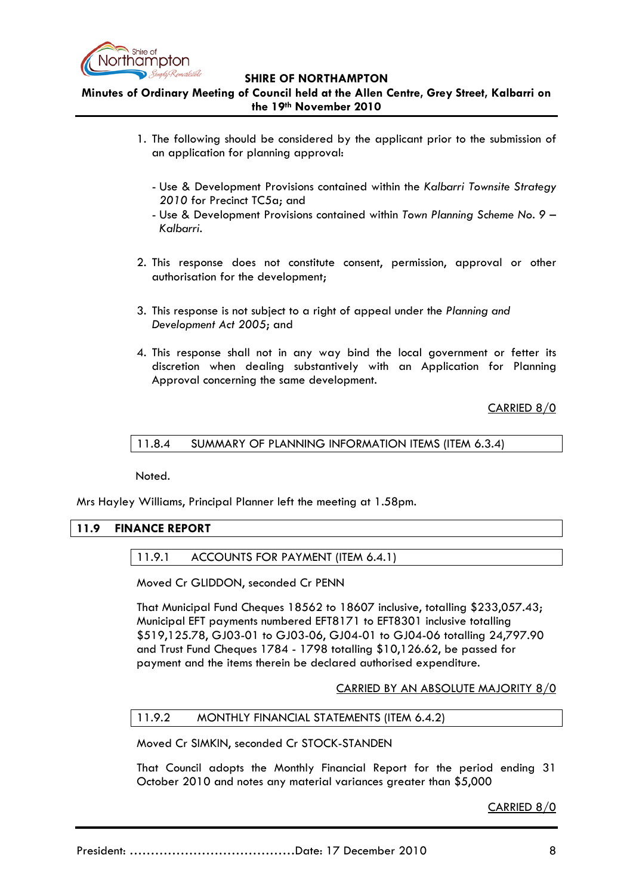1. The following should be considered by the applicant prior to the submission of an application for planning approval:

   - Use & Development Provisions contained within the *Kalbarri Townsite Strategy 2010* for Precinct TC5a; and
   - Use & Development Provisions contained within *Town Planning Scheme No. 9 – Kalbarri*.

2. This response does not constitute consent, permission, approval or other authorisation for the development;

3. This response is not subject to a right of appeal under the *Planning and Development Act 2005*; and

4. This response shall not in any way bind the local government or fetter its discretion when dealing substantively with an Application for Planning Approval concerning the same development.

<u>CARRIED 8/0</u>

### 11.8.4 SUMMARY OF PLANNING INFORMATION ITEMS (ITEM 6.3.4)

Noted.

Mrs Hayley Williams, Principal Planner left the meeting at 1.58pm.

## 11.9 FINANCE REPORT

### 11.9.1 ACCOUNTS FOR PAYMENT (ITEM 6.4.1)

Moved Cr GLIDDON, seconded Cr PENN

That Municipal Fund Cheques 18562 to 18607 inclusive, totalling $233,057.43; Municipal EFT payments numbered EFT8171 to EFT8301 inclusive totalling $519,125.78, GJ03-01 to GJ03-06, GJ04-01 to GJ04-06 totalling 24,797.90 and Trust Fund Cheques 1784 - 1798 totalling $10,126.62, be passed for payment and the items therein be declared authorised expenditure.

<u>CARRIED BY AN ABSOLUTE MAJORITY 8/0</u>

### 11.9.2 MONTHLY FINANCIAL STATEMENTS (ITEM 6.4.2)

Moved Cr SIMKIN, seconded Cr STOCK-STANDEN

That Council adopts the Monthly Financial Report for the period ending 31 October 2010 and notes any material variances greater than $5,000

<u>CARRIED 8/0</u>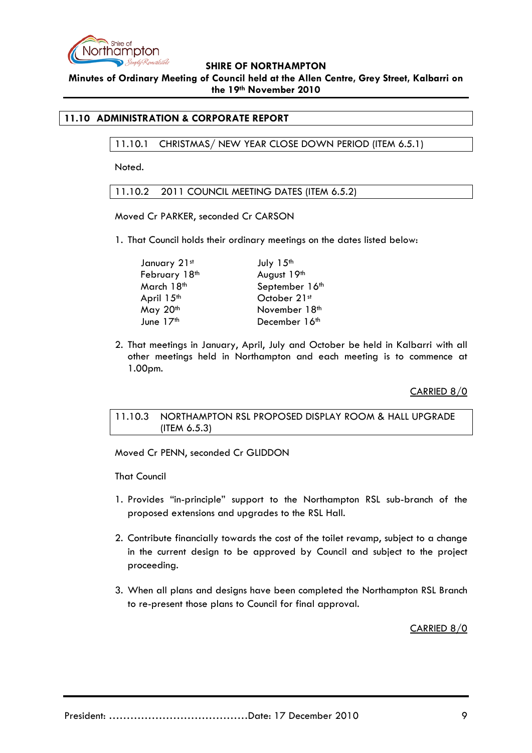## 11.10 ADMINISTRATION & CORPORATE REPORT

### 11.10.1 CHRISTMAS/ NEW YEAR CLOSE DOWN PERIOD (ITEM 6.5.1)

Noted.

### 11.10.2 2011 COUNCIL MEETING DATES (ITEM 6.5.2)

Moved Cr PARKER, seconded Cr CARSON

1. That Council holds their ordinary meetings on the dates listed below:

| | |
|---|---|
| January 21st | July 15th |
| February 18th | August 19th |
| March 18th | September 16th |
| April 15th | October 21st |
| May 20th | November 18th |
| June 17th | December 16th |

2. That meetings in January, April, July and October be held in Kalbarri with all other meetings held in Northampton and each meeting is to commence at 1.00pm.

CARRIED 8/0

### 11.10.3 NORTHAMPTON RSL PROPOSED DISPLAY ROOM & HALL UPGRADE (ITEM 6.5.3)

Moved Cr PENN, seconded Cr GLIDDON

That Council

1. Provides "in-principle" support to the Northampton RSL sub-branch of the proposed extensions and upgrades to the RSL Hall.

2. Contribute financially towards the cost of the toilet revamp, subject to a change in the current design to be approved by Council and subject to the project proceeding.

3. When all plans and designs have been completed the Northampton RSL Branch to re-present those plans to Council for final approval.

CARRIED 8/0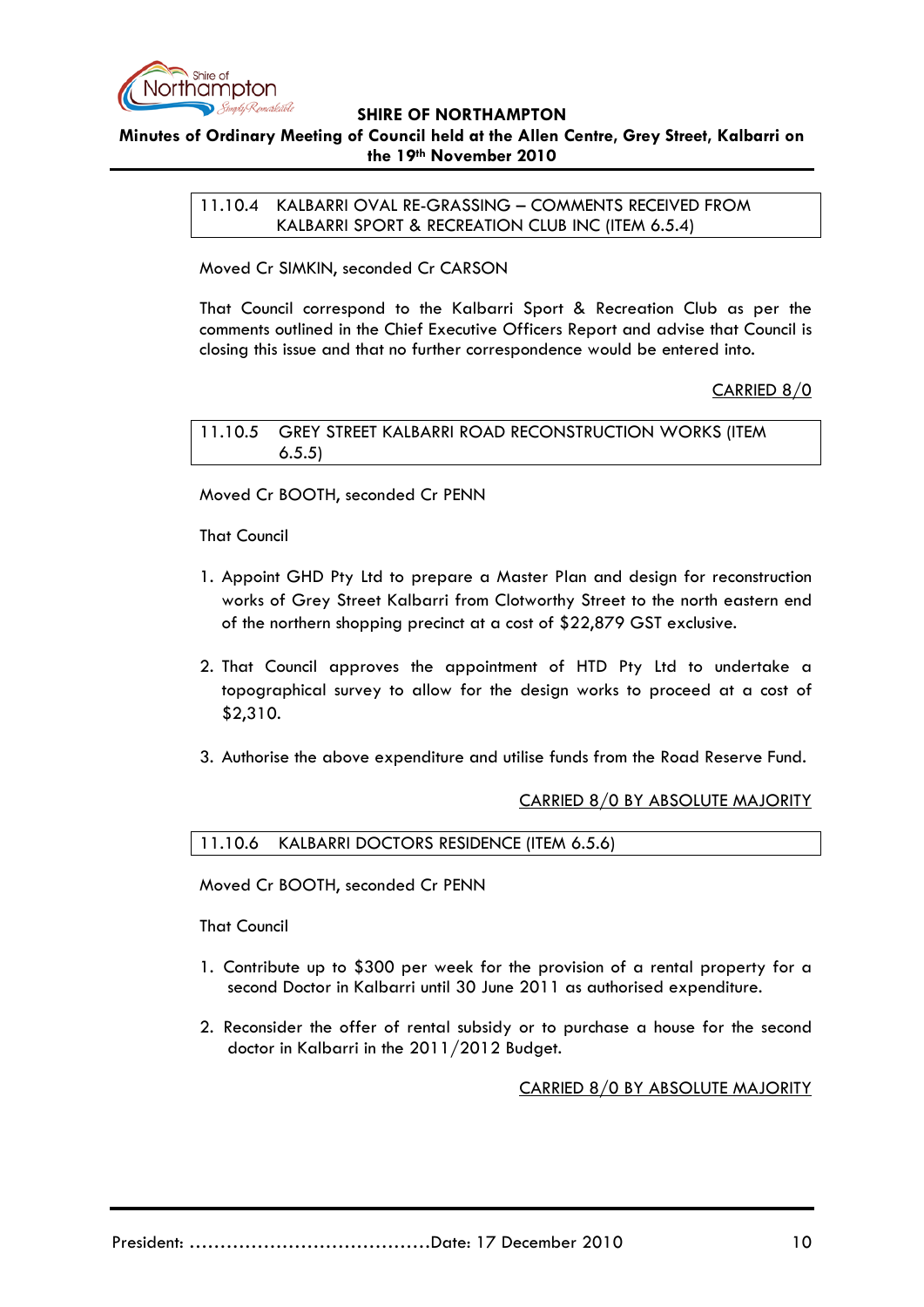### 11.10.4 KALBARRI OVAL RE-GRASSING – COMMENTS RECEIVED FROM KALBARRI SPORT & RECREATION CLUB INC (ITEM 6.5.4)

Moved Cr SIMKIN, seconded Cr CARSON

That Council correspond to the Kalbarri Sport & Recreation Club as per the comments outlined in the Chief Executive Officers Report and advise that Council is closing this issue and that no further correspondence would be entered into.

CARRIED 8/0

### 11.10.5 GREY STREET KALBARRI ROAD RECONSTRUCTION WORKS (ITEM 6.5.5)

Moved Cr BOOTH, seconded Cr PENN

That Council

1. Appoint GHD Pty Ltd to prepare a Master Plan and design for reconstruction works of Grey Street Kalbarri from Clotworthy Street to the north eastern end of the northern shopping precinct at a cost of $22,879 GST exclusive.

2. That Council approves the appointment of HTD Pty Ltd to undertake a topographical survey to allow for the design works to proceed at a cost of $2,310.

3. Authorise the above expenditure and utilise funds from the Road Reserve Fund.

CARRIED 8/0 BY ABSOLUTE MAJORITY

### 11.10.6 KALBARRI DOCTORS RESIDENCE (ITEM 6.5.6)

Moved Cr BOOTH, seconded Cr PENN

That Council

1. Contribute up to $300 per week for the provision of a rental property for a second Doctor in Kalbarri until 30 June 2011 as authorised expenditure.

2. Reconsider the offer of rental subsidy or to purchase a house for the second doctor in Kalbarri in the 2011/2012 Budget.

CARRIED 8/0 BY ABSOLUTE MAJORITY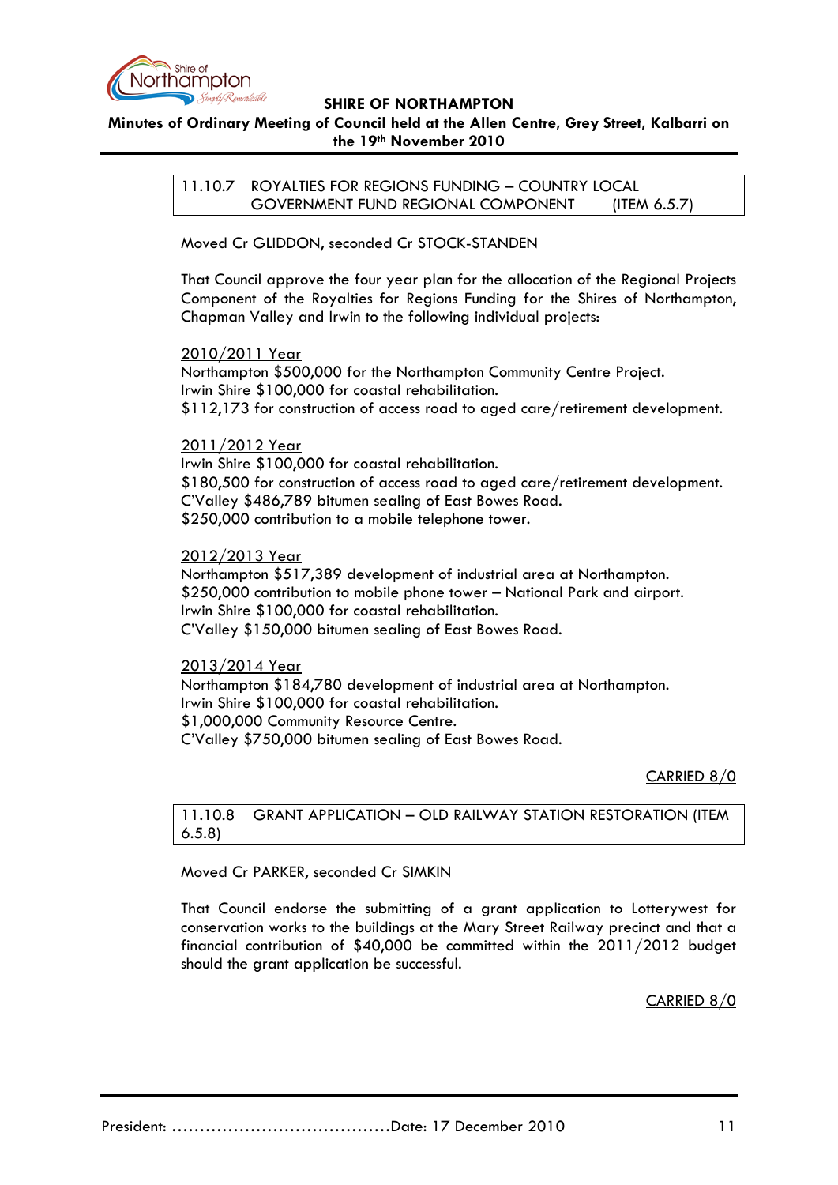### 11.10.7 ROYALTIES FOR REGIONS FUNDING – COUNTRY LOCAL GOVERNMENT FUND REGIONAL COMPONENT (ITEM 6.5.7)

Moved Cr GLIDDON, seconded Cr STOCK-STANDEN

That Council approve the four year plan for the allocation of the Regional Projects Component of the Royalties for Regions Funding for the Shires of Northampton, Chapman Valley and Irwin to the following individual projects:

<u>2010/2011 Year</u>
Northampton $500,000 for the Northampton Community Centre Project.
Irwin Shire $100,000 for coastal rehabilitation.
$112,173 for construction of access road to aged care/retirement development.

<u>2011/2012 Year</u>
Irwin Shire $100,000 for coastal rehabilitation.
$180,500 for construction of access road to aged care/retirement development.
C'Valley $486,789 bitumen sealing of East Bowes Road.
$250,000 contribution to a mobile telephone tower.

<u>2012/2013 Year</u>
Northampton $517,389 development of industrial area at Northampton.
$250,000 contribution to mobile phone tower – National Park and airport.
Irwin Shire $100,000 for coastal rehabilitation.
C'Valley $150,000 bitumen sealing of East Bowes Road.

<u>2013/2014 Year</u>
Northampton $184,780 development of industrial area at Northampton.
Irwin Shire $100,000 for coastal rehabilitation.
$1,000,000 Community Resource Centre.
C'Valley $750,000 bitumen sealing of East Bowes Road.

<u>CARRIED 8/0</u>

### 11.10.8 GRANT APPLICATION – OLD RAILWAY STATION RESTORATION (ITEM 6.5.8)

Moved Cr PARKER, seconded Cr SIMKIN

That Council endorse the submitting of a grant application to Lotterywest for conservation works to the buildings at the Mary Street Railway precinct and that a financial contribution of $40,000 be committed within the 2011/2012 budget should the grant application be successful.

<u>CARRIED 8/0</u>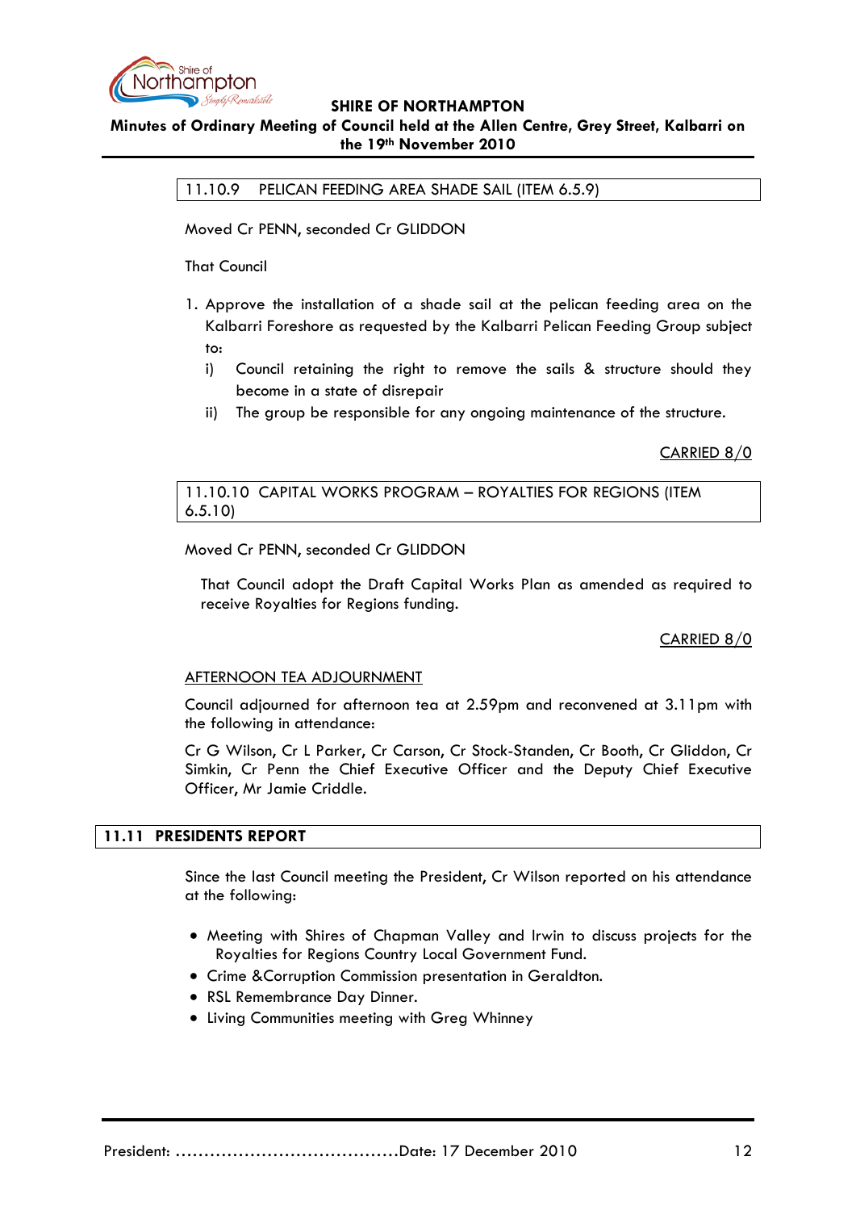### 11.10.9 PELICAN FEEDING AREA SHADE SAIL (ITEM 6.5.9)

Moved Cr PENN, seconded Cr GLIDDON

That Council

1. Approve the installation of a shade sail at the pelican feeding area on the Kalbarri Foreshore as requested by the Kalbarri Pelican Feeding Group subject to:
   i) Council retaining the right to remove the sails & structure should they become in a state of disrepair
   ii) The group be responsible for any ongoing maintenance of the structure.

CARRIED 8/0

### 11.10.10 CAPITAL WORKS PROGRAM – ROYALTIES FOR REGIONS (ITEM 6.5.10)

Moved Cr PENN, seconded Cr GLIDDON

That Council adopt the Draft Capital Works Plan as amended as required to receive Royalties for Regions funding.

CARRIED 8/0

AFTERNOON TEA ADJOURNMENT

Council adjourned for afternoon tea at 2.59pm and reconvened at 3.11pm with the following in attendance:

Cr G Wilson, Cr L Parker, Cr Carson, Cr Stock-Standen, Cr Booth, Cr Gliddon, Cr Simkin, Cr Penn the Chief Executive Officer and the Deputy Chief Executive Officer, Mr Jamie Criddle.

## 11.11 PRESIDENTS REPORT

Since the last Council meeting the President, Cr Wilson reported on his attendance at the following:

- Meeting with Shires of Chapman Valley and Irwin to discuss projects for the Royalties for Regions Country Local Government Fund.
- Crime &Corruption Commission presentation in Geraldton.
- RSL Remembrance Day Dinner.
- Living Communities meeting with Greg Whinney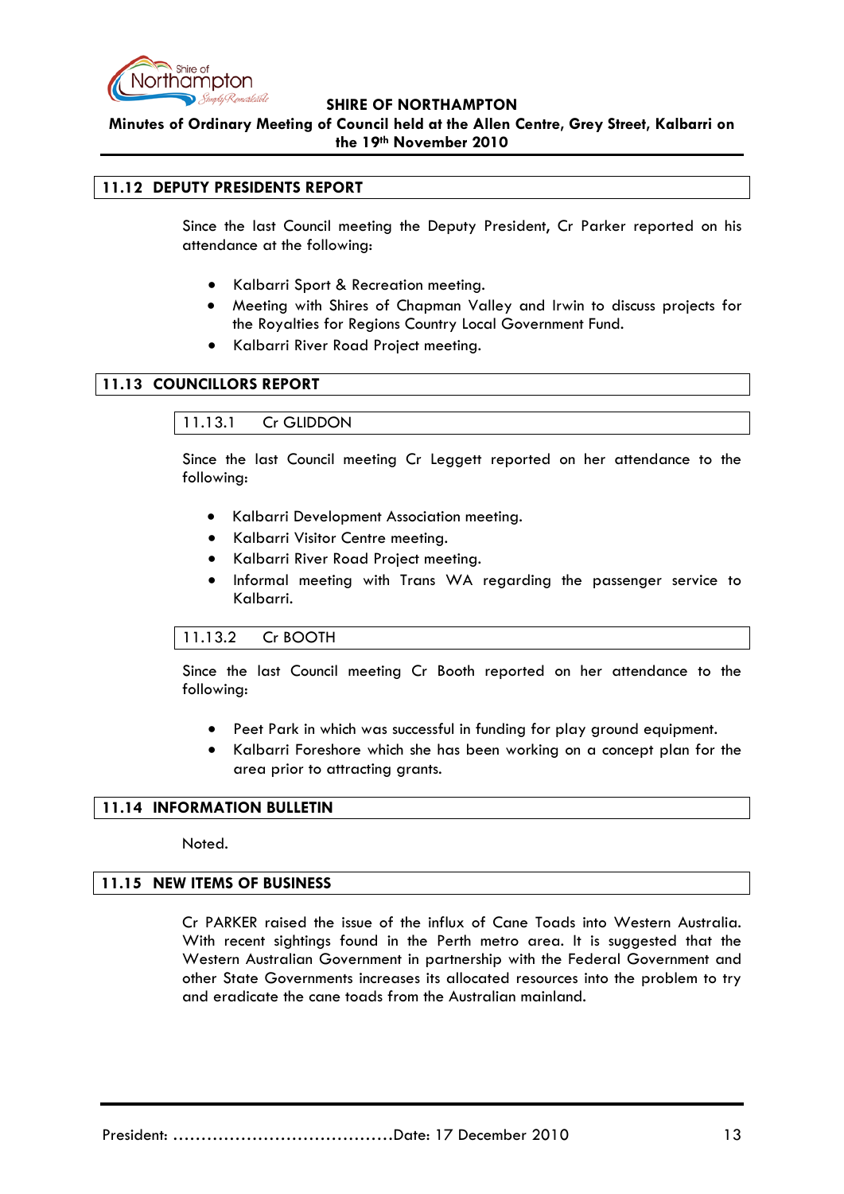## 11.12 DEPUTY PRESIDENTS REPORT

Since the last Council meeting the Deputy President, Cr Parker reported on his attendance at the following:

- Kalbarri Sport & Recreation meeting.
- Meeting with Shires of Chapman Valley and Irwin to discuss projects for the Royalties for Regions Country Local Government Fund.
- Kalbarri River Road Project meeting.

## 11.13 COUNCILLORS REPORT

### 11.13.1 Cr GLIDDON

Since the last Council meeting Cr Leggett reported on her attendance to the following:

- Kalbarri Development Association meeting.
- Kalbarri Visitor Centre meeting.
- Kalbarri River Road Project meeting.
- Informal meeting with Trans WA regarding the passenger service to Kalbarri.

### 11.13.2 Cr BOOTH

Since the last Council meeting Cr Booth reported on her attendance to the following:

- Peet Park in which was successful in funding for play ground equipment.
- Kalbarri Foreshore which she has been working on a concept plan for the area prior to attracting grants.

## 11.14 INFORMATION BULLETIN

Noted.

## 11.15 NEW ITEMS OF BUSINESS

Cr PARKER raised the issue of the influx of Cane Toads into Western Australia. With recent sightings found in the Perth metro area. It is suggested that the Western Australian Government in partnership with the Federal Government and other State Governments increases its allocated resources into the problem to try and eradicate the cane toads from the Australian mainland.

President: ……………………………………Date: 17 December 2010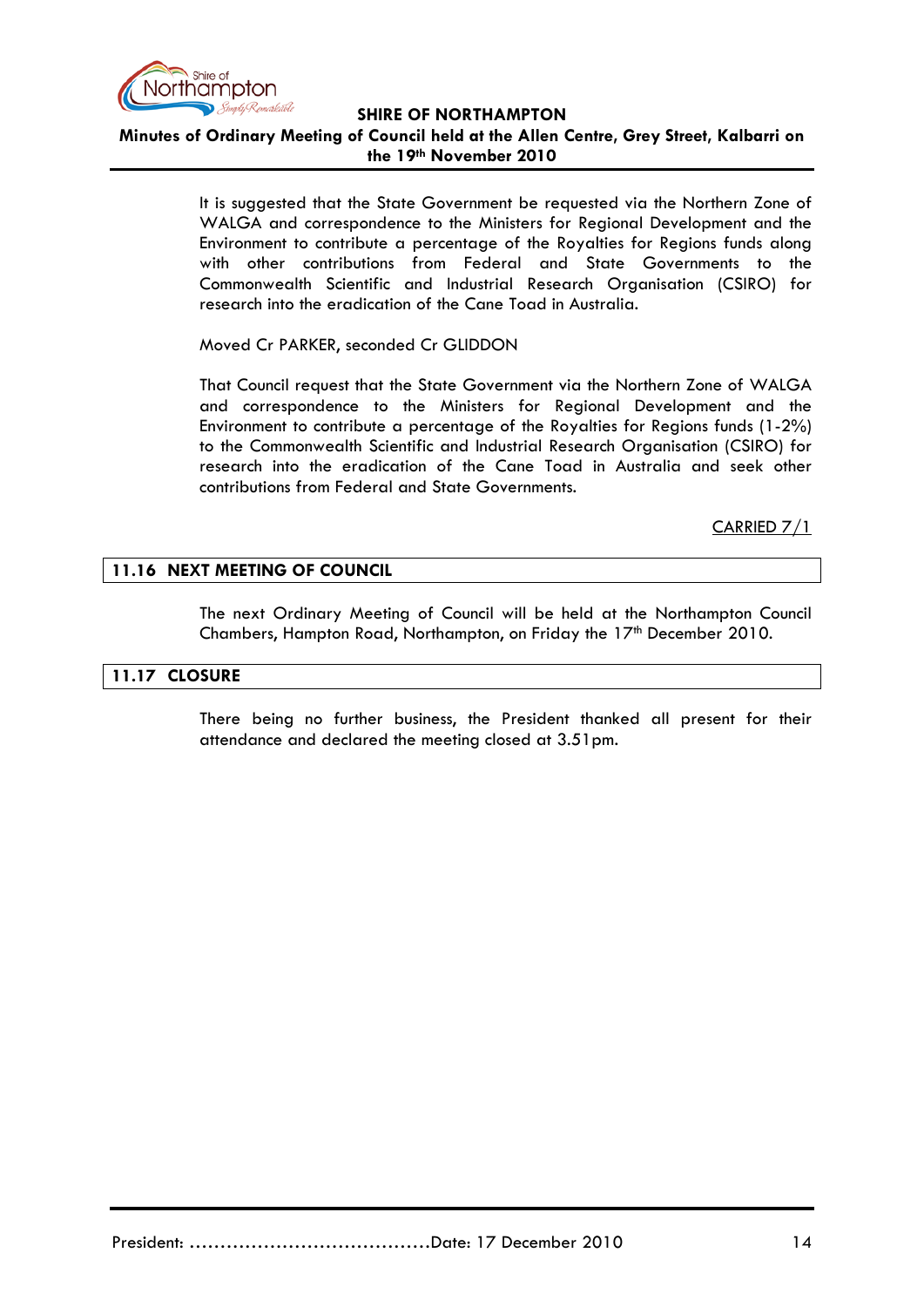It is suggested that the State Government be requested via the Northern Zone of WALGA and correspondence to the Ministers for Regional Development and the Environment to contribute a percentage of the Royalties for Regions funds along with other contributions from Federal and State Governments to the Commonwealth Scientific and Industrial Research Organisation (CSIRO) for research into the eradication of the Cane Toad in Australia.

Moved Cr PARKER, seconded Cr GLIDDON

That Council request that the State Government via the Northern Zone of WALGA and correspondence to the Ministers for Regional Development and the Environment to contribute a percentage of the Royalties for Regions funds (1-2%) to the Commonwealth Scientific and Industrial Research Organisation (CSIRO) for research into the eradication of the Cane Toad in Australia and seek other contributions from Federal and State Governments.

CARRIED 7/1

## 11.16 NEXT MEETING OF COUNCIL

The next Ordinary Meeting of Council will be held at the Northampton Council Chambers, Hampton Road, Northampton, on Friday the 17th December 2010.

## 11.17 CLOSURE

There being no further business, the President thanked all present for their attendance and declared the meeting closed at 3.51pm.

President: ……………………………………Date: 17 December 2010